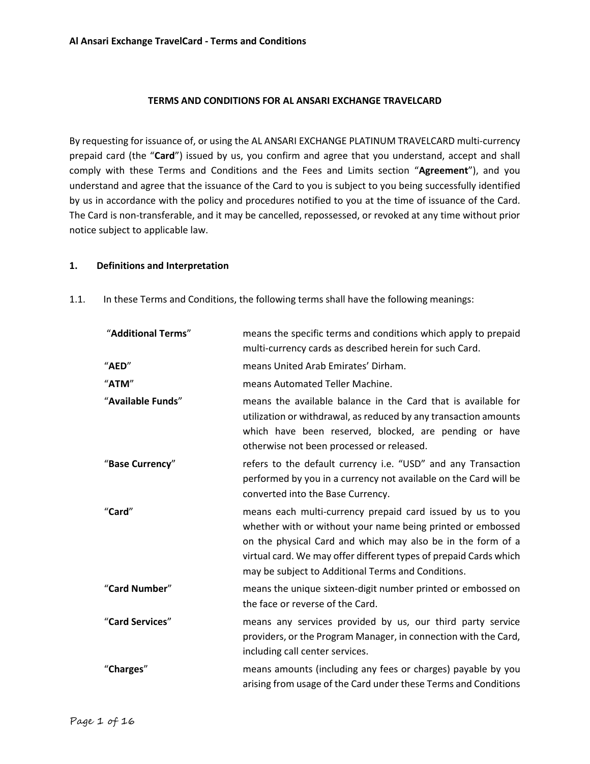# TERMS AND CONDITIONS FOR AL ANSARI EXCHANGE TRAVELCARD

By requesting for issuance of, or using the AL ANSARI EXCHANGE PLATINUM TRAVELCARD multi-currency prepaid card (the "**Card**") issued by us, you confirm and agree that you understand, accept and shall comply with these Terms and Conditions and the Fees and Limits section "**Agreement**"), and you understand and agree that the issuance of the Card to you is subject to you being successfully identified by us in accordance with the policy and procedures notified to you at the time of issuance of the Card. The Card is non-transferable, and it may be cancelled, repossessed, or revoked at any time without prior notice subject to applicable law.

## 1. Definitions and Interpretation

1.1. In these Terms and Conditions, the following terms shall have the following meanings:

| | |
|---|---|
| "**Additional Terms**" | means the specific terms and conditions which apply to prepaid multi-currency cards as described herein for such Card. |
| "**AED**" | means United Arab Emirates' Dirham. |
| "**ATM**" | means Automated Teller Machine. |
| "**Available Funds**" | means the available balance in the Card that is available for utilization or withdrawal, as reduced by any transaction amounts which have been reserved, blocked, are pending or have otherwise not been processed or released. |
| "**Base Currency**" | refers to the default currency i.e. "USD" and any Transaction performed by you in a currency not available on the Card will be converted into the Base Currency. |
| "**Card**" | means each multi-currency prepaid card issued by us to you whether with or without your name being printed or embossed on the physical Card and which may also be in the form of a virtual card. We may offer different types of prepaid Cards which may be subject to Additional Terms and Conditions. |
| "**Card Number**" | means the unique sixteen-digit number printed or embossed on the face or reverse of the Card. |
| "**Card Services**" | means any services provided by us, our third party service providers, or the Program Manager, in connection with the Card, including call center services. |
| "**Charges**" | means amounts (including any fees or charges) payable by you arising from usage of the Card under these Terms and Conditions |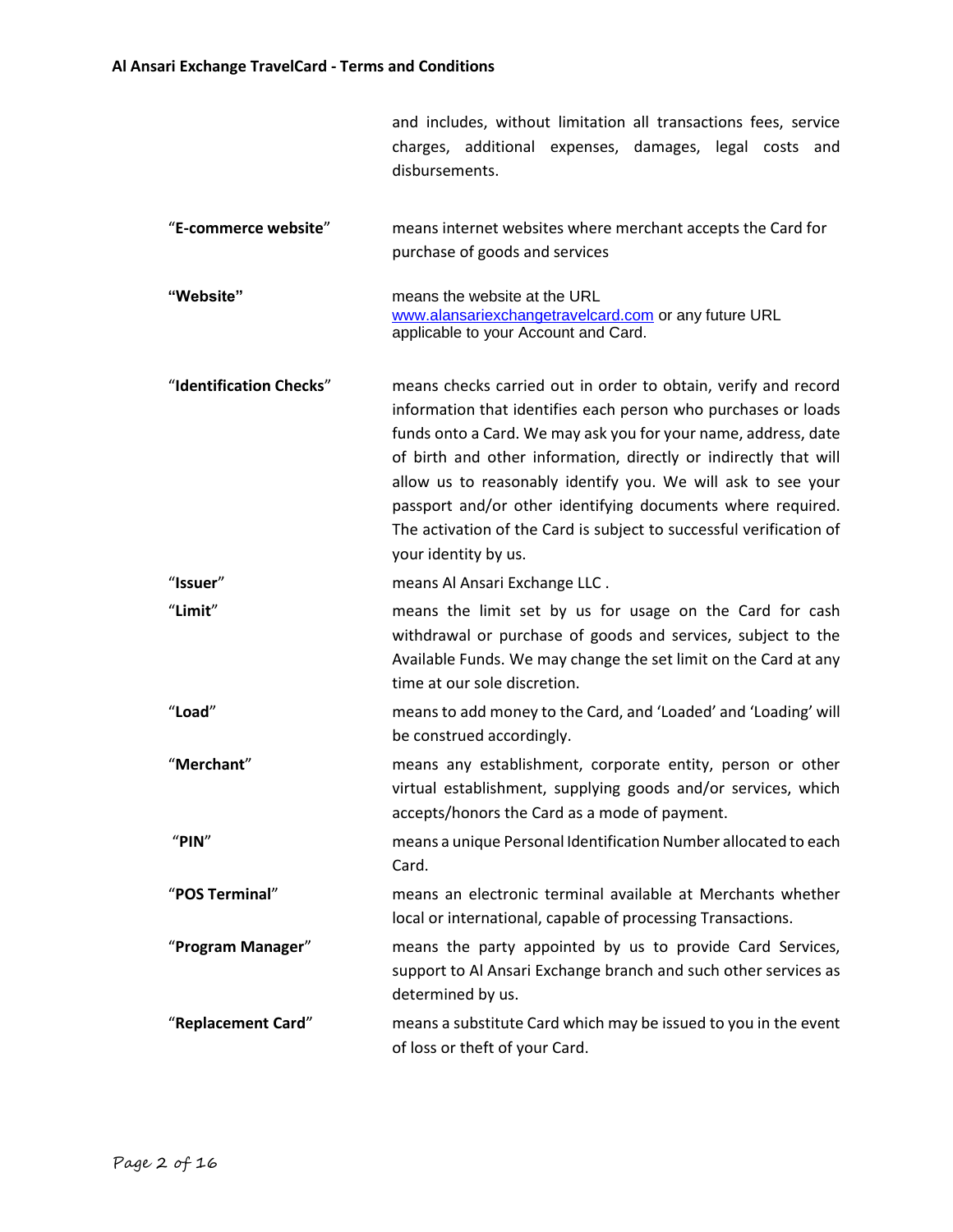| | |
|---|---|
| | and includes, without limitation all transactions fees, service charges, additional expenses, damages, legal costs and disbursements. |
| "**E-commerce website**" | means internet websites where merchant accepts the Card for purchase of goods and services |
| **"Website"** | means the website at the URL www.alansariexchangetravelcard.com or any future URL applicable to your Account and Card. |
| "**Identification Checks**" | means checks carried out in order to obtain, verify and record information that identifies each person who purchases or loads funds onto a Card. We may ask you for your name, address, date of birth and other information, directly or indirectly that will allow us to reasonably identify you. We will ask to see your passport and/or other identifying documents where required. The activation of the Card is subject to successful verification of your identity by us. |
| "**Issuer**" | means Al Ansari Exchange LLC . |
| "**Limit**" | means the limit set by us for usage on the Card for cash withdrawal or purchase of goods and services, subject to the Available Funds. We may change the set limit on the Card at any time at our sole discretion. |
| "**Load**" | means to add money to the Card, and 'Loaded' and 'Loading' will be construed accordingly. |
| "**Merchant**" | means any establishment, corporate entity, person or other virtual establishment, supplying goods and/or services, which accepts/honors the Card as a mode of payment. |
| "**PIN**" | means a unique Personal Identification Number allocated to each Card. |
| "**POS Terminal**" | means an electronic terminal available at Merchants whether local or international, capable of processing Transactions. |
| "**Program Manager**" | means the party appointed by us to provide Card Services, support to Al Ansari Exchange branch and such other services as determined by us. |
| "**Replacement Card**" | means a substitute Card which may be issued to you in the event of loss or theft of your Card. |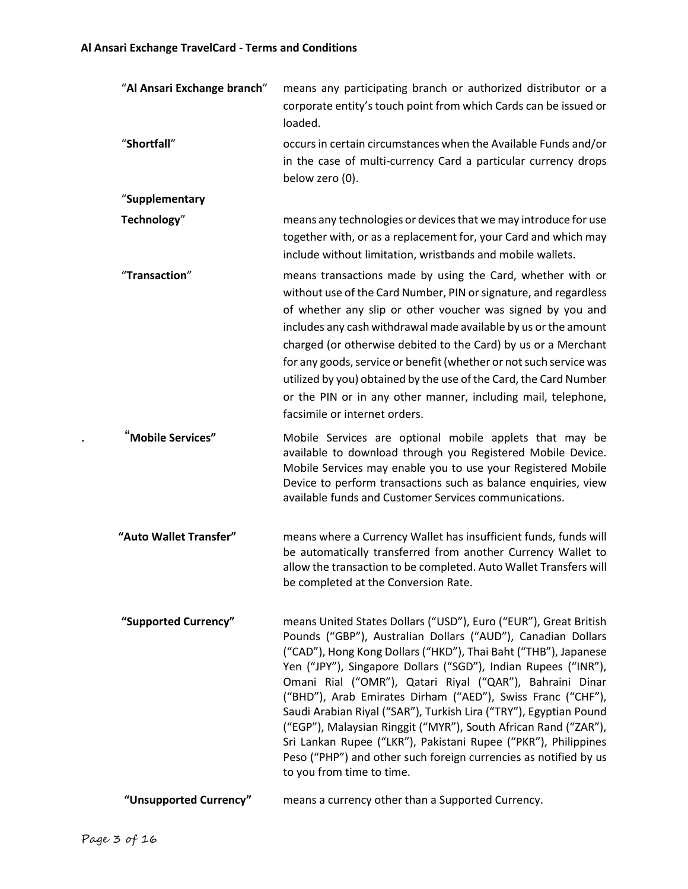| | |
|---|---|
| "**Al Ansari Exchange branch**" | means any participating branch or authorized distributor or a corporate entity's touch point from which Cards can be issued or loaded. |
| "**Shortfall**" | occurs in certain circumstances when the Available Funds and/or in the case of multi-currency Card a particular currency drops below zero (0). |
| "**Supplementary Technology**" | means any technologies or devices that we may introduce for use together with, or as a replacement for, your Card and which may include without limitation, wristbands and mobile wallets. |
| "**Transaction**" | means transactions made by using the Card, whether with or without use of the Card Number, PIN or signature, and regardless of whether any slip or other voucher was signed by you and includes any cash withdrawal made available by us or the amount charged (or otherwise debited to the Card) by us or a Merchant for any goods, service or benefit (whether or not such service was utilized by you) obtained by the use of the Card, the Card Number or the PIN or in any other manner, including mail, telephone, facsimile or internet orders. |
| . "**Mobile Services**" | Mobile Services are optional mobile applets that may be available to download through you Registered Mobile Device. Mobile Services may enable you to use your Registered Mobile Device to perform transactions such as balance enquiries, view available funds and Customer Services communications. |
| **"Auto Wallet Transfer"** | means where a Currency Wallet has insufficient funds, funds will be automatically transferred from another Currency Wallet to allow the transaction to be completed. Auto Wallet Transfers will be completed at the Conversion Rate. |
| **"Supported Currency"** | means United States Dollars ("USD"), Euro ("EUR"), Great British Pounds ("GBP"), Australian Dollars ("AUD"), Canadian Dollars ("CAD"), Hong Kong Dollars ("HKD"), Thai Baht ("THB"), Japanese Yen ("JPY"), Singapore Dollars ("SGD"), Indian Rupees ("INR"), Omani Rial ("OMR"), Qatari Riyal ("QAR"), Bahraini Dinar ("BHD"), Arab Emirates Dirham ("AED"), Swiss Franc ("CHF"), Saudi Arabian Riyal ("SAR"), Turkish Lira ("TRY"), Egyptian Pound ("EGP"), Malaysian Ringgit ("MYR"), South African Rand ("ZAR"), Sri Lankan Rupee ("LKR"), Pakistani Rupee ("PKR"), Philippines Peso ("PHP") and other such foreign currencies as notified by us to you from time to time. |
| **"Unsupported Currency"** | means a currency other than a Supported Currency. |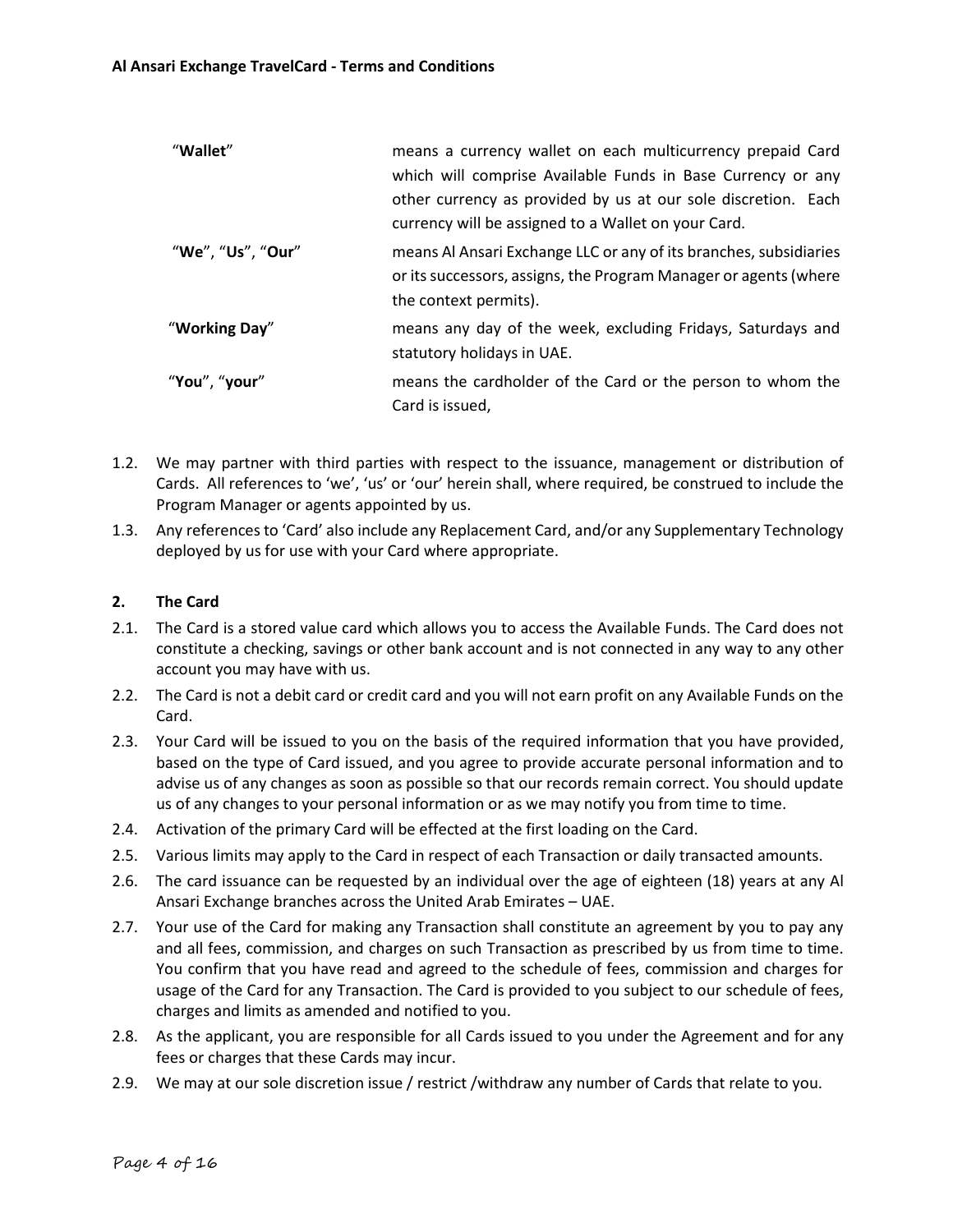| | |
|---|---|
| "**Wallet**" | means a currency wallet on each multicurrency prepaid Card which will comprise Available Funds in Base Currency or any other currency as provided by us at our sole discretion. Each currency will be assigned to a Wallet on your Card. |
| "**We**", "**Us**", "**Our**" | means Al Ansari Exchange LLC or any of its branches, subsidiaries or its successors, assigns, the Program Manager or agents (where the context permits). |
| "**Working Day**" | means any day of the week, excluding Fridays, Saturdays and statutory holidays in UAE. |
| "**You**", "**your**" | means the cardholder of the Card or the person to whom the Card is issued, |

1.2. We may partner with third parties with respect to the issuance, management or distribution of Cards. All references to 'we', 'us' or 'our' herein shall, where required, be construed to include the Program Manager or agents appointed by us.

1.3. Any references to 'Card' also include any Replacement Card, and/or any Supplementary Technology deployed by us for use with your Card where appropriate.

## 2. The Card

2.1. The Card is a stored value card which allows you to access the Available Funds. The Card does not constitute a checking, savings or other bank account and is not connected in any way to any other account you may have with us.

2.2. The Card is not a debit card or credit card and you will not earn profit on any Available Funds on the Card.

2.3. Your Card will be issued to you on the basis of the required information that you have provided, based on the type of Card issued, and you agree to provide accurate personal information and to advise us of any changes as soon as possible so that our records remain correct. You should update us of any changes to your personal information or as we may notify you from time to time.

2.4. Activation of the primary Card will be effected at the first loading on the Card.

2.5. Various limits may apply to the Card in respect of each Transaction or daily transacted amounts.

2.6. The card issuance can be requested by an individual over the age of eighteen (18) years at any Al Ansari Exchange branches across the United Arab Emirates – UAE.

2.7. Your use of the Card for making any Transaction shall constitute an agreement by you to pay any and all fees, commission, and charges on such Transaction as prescribed by us from time to time. You confirm that you have read and agreed to the schedule of fees, commission and charges for usage of the Card for any Transaction. The Card is provided to you subject to our schedule of fees, charges and limits as amended and notified to you.

2.8. As the applicant, you are responsible for all Cards issued to you under the Agreement and for any fees or charges that these Cards may incur.

2.9. We may at our sole discretion issue / restrict /withdraw any number of Cards that relate to you.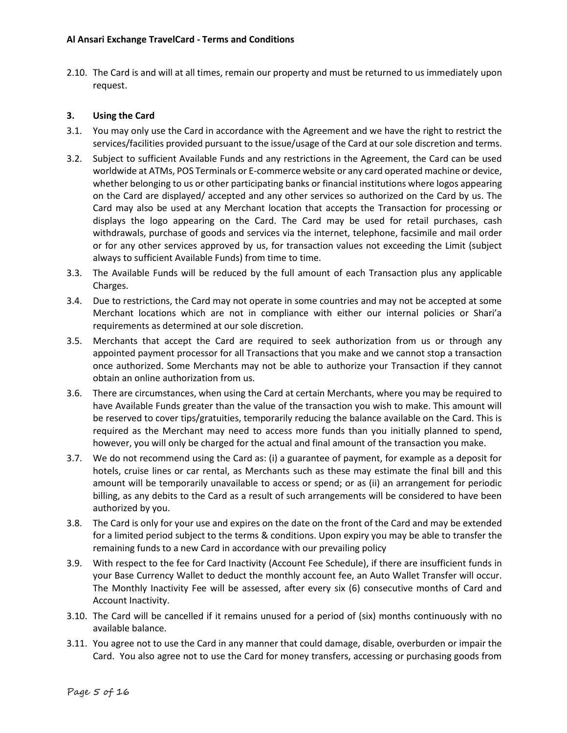2.10. The Card is and will at all times, remain our property and must be returned to us immediately upon request.

## 3. Using the Card

3.1. You may only use the Card in accordance with the Agreement and we have the right to restrict the services/facilities provided pursuant to the issue/usage of the Card at our sole discretion and terms.

3.2. Subject to sufficient Available Funds and any restrictions in the Agreement, the Card can be used worldwide at ATMs, POS Terminals or E-commerce website or any card operated machine or device, whether belonging to us or other participating banks or financial institutions where logos appearing on the Card are displayed/ accepted and any other services so authorized on the Card by us. The Card may also be used at any Merchant location that accepts the Transaction for processing or displays the logo appearing on the Card. The Card may be used for retail purchases, cash withdrawals, purchase of goods and services via the internet, telephone, facsimile and mail order or for any other services approved by us, for transaction values not exceeding the Limit (subject always to sufficient Available Funds) from time to time.

3.3. The Available Funds will be reduced by the full amount of each Transaction plus any applicable Charges.

3.4. Due to restrictions, the Card may not operate in some countries and may not be accepted at some Merchant locations which are not in compliance with either our internal policies or Shari'a requirements as determined at our sole discretion.

3.5. Merchants that accept the Card are required to seek authorization from us or through any appointed payment processor for all Transactions that you make and we cannot stop a transaction once authorized. Some Merchants may not be able to authorize your Transaction if they cannot obtain an online authorization from us.

3.6. There are circumstances, when using the Card at certain Merchants, where you may be required to have Available Funds greater than the value of the transaction you wish to make. This amount will be reserved to cover tips/gratuities, temporarily reducing the balance available on the Card. This is required as the Merchant may need to access more funds than you initially planned to spend, however, you will only be charged for the actual and final amount of the transaction you make.

3.7. We do not recommend using the Card as: (i) a guarantee of payment, for example as a deposit for hotels, cruise lines or car rental, as Merchants such as these may estimate the final bill and this amount will be temporarily unavailable to access or spend; or as (ii) an arrangement for periodic billing, as any debits to the Card as a result of such arrangements will be considered to have been authorized by you.

3.8. The Card is only for your use and expires on the date on the front of the Card and may be extended for a limited period subject to the terms & conditions. Upon expiry you may be able to transfer the remaining funds to a new Card in accordance with our prevailing policy

3.9. With respect to the fee for Card Inactivity (Account Fee Schedule), if there are insufficient funds in your Base Currency Wallet to deduct the monthly account fee, an Auto Wallet Transfer will occur. The Monthly Inactivity Fee will be assessed, after every six (6) consecutive months of Card and Account Inactivity.

3.10. The Card will be cancelled if it remains unused for a period of (six) months continuously with no available balance.

3.11. You agree not to use the Card in any manner that could damage, disable, overburden or impair the Card. You also agree not to use the Card for money transfers, accessing or purchasing goods from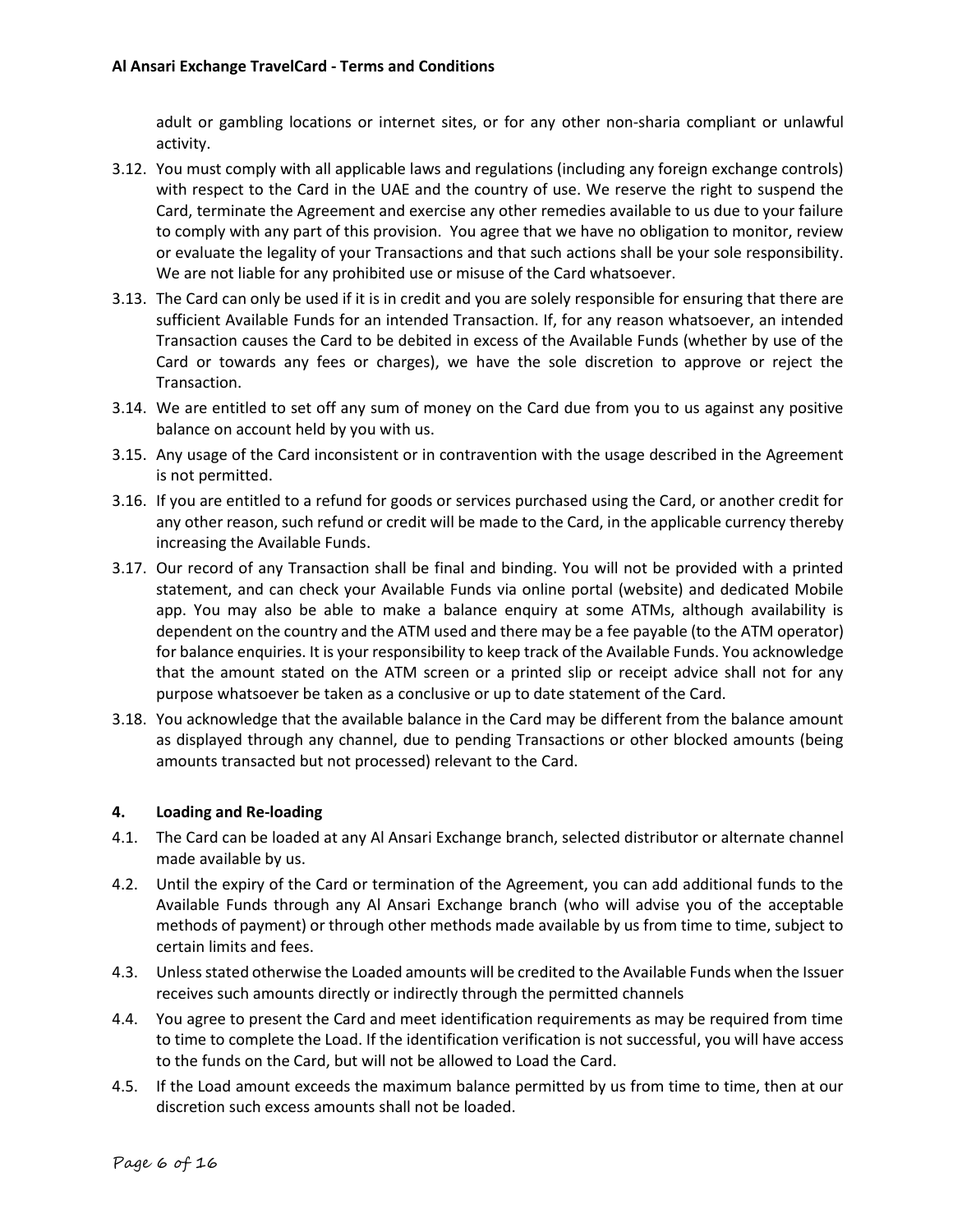adult or gambling locations or internet sites, or for any other non-sharia compliant or unlawful activity.

3.12. You must comply with all applicable laws and regulations (including any foreign exchange controls) with respect to the Card in the UAE and the country of use. We reserve the right to suspend the Card, terminate the Agreement and exercise any other remedies available to us due to your failure to comply with any part of this provision. You agree that we have no obligation to monitor, review or evaluate the legality of your Transactions and that such actions shall be your sole responsibility. We are not liable for any prohibited use or misuse of the Card whatsoever.

3.13. The Card can only be used if it is in credit and you are solely responsible for ensuring that there are sufficient Available Funds for an intended Transaction. If, for any reason whatsoever, an intended Transaction causes the Card to be debited in excess of the Available Funds (whether by use of the Card or towards any fees or charges), we have the sole discretion to approve or reject the Transaction.

3.14. We are entitled to set off any sum of money on the Card due from you to us against any positive balance on account held by you with us.

3.15. Any usage of the Card inconsistent or in contravention with the usage described in the Agreement is not permitted.

3.16. If you are entitled to a refund for goods or services purchased using the Card, or another credit for any other reason, such refund or credit will be made to the Card, in the applicable currency thereby increasing the Available Funds.

3.17. Our record of any Transaction shall be final and binding. You will not be provided with a printed statement, and can check your Available Funds via online portal (website) and dedicated Mobile app. You may also be able to make a balance enquiry at some ATMs, although availability is dependent on the country and the ATM used and there may be a fee payable (to the ATM operator) for balance enquiries. It is your responsibility to keep track of the Available Funds. You acknowledge that the amount stated on the ATM screen or a printed slip or receipt advice shall not for any purpose whatsoever be taken as a conclusive or up to date statement of the Card.

3.18. You acknowledge that the available balance in the Card may be different from the balance amount as displayed through any channel, due to pending Transactions or other blocked amounts (being amounts transacted but not processed) relevant to the Card.

## 4. Loading and Re-loading

4.1. The Card can be loaded at any Al Ansari Exchange branch, selected distributor or alternate channel made available by us.

4.2. Until the expiry of the Card or termination of the Agreement, you can add additional funds to the Available Funds through any Al Ansari Exchange branch (who will advise you of the acceptable methods of payment) or through other methods made available by us from time to time, subject to certain limits and fees.

4.3. Unless stated otherwise the Loaded amounts will be credited to the Available Funds when the Issuer receives such amounts directly or indirectly through the permitted channels

4.4. You agree to present the Card and meet identification requirements as may be required from time to time to complete the Load. If the identification verification is not successful, you will have access to the funds on the Card, but will not be allowed to Load the Card.

4.5. If the Load amount exceeds the maximum balance permitted by us from time to time, then at our discretion such excess amounts shall not be loaded.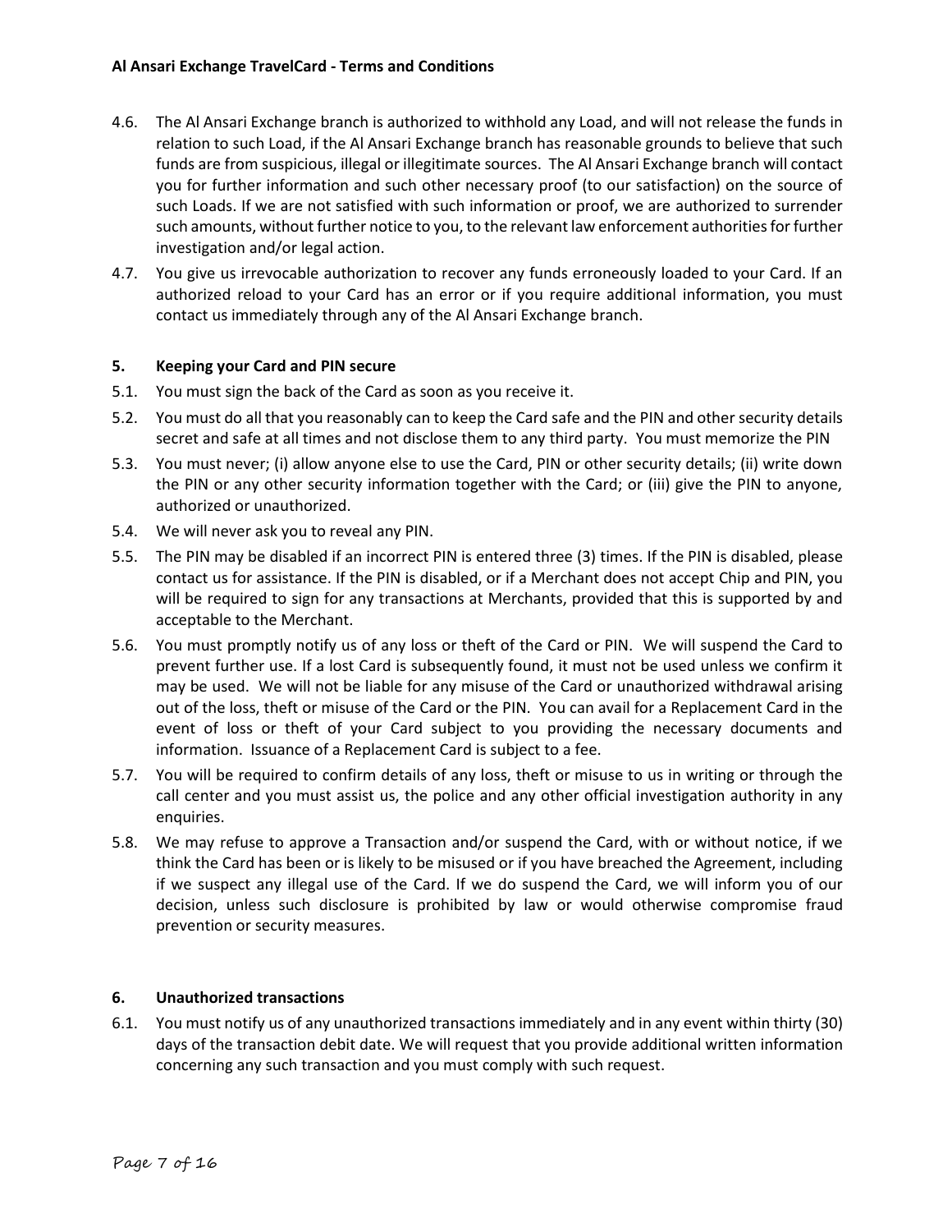4.6. The Al Ansari Exchange branch is authorized to withhold any Load, and will not release the funds in relation to such Load, if the Al Ansari Exchange branch has reasonable grounds to believe that such funds are from suspicious, illegal or illegitimate sources. The Al Ansari Exchange branch will contact you for further information and such other necessary proof (to our satisfaction) on the source of such Loads. If we are not satisfied with such information or proof, we are authorized to surrender such amounts, without further notice to you, to the relevant law enforcement authorities for further investigation and/or legal action.

4.7. You give us irrevocable authorization to recover any funds erroneously loaded to your Card. If an authorized reload to your Card has an error or if you require additional information, you must contact us immediately through any of the Al Ansari Exchange branch.

## 5. Keeping your Card and PIN secure

5.1. You must sign the back of the Card as soon as you receive it.

5.2. You must do all that you reasonably can to keep the Card safe and the PIN and other security details secret and safe at all times and not disclose them to any third party. You must memorize the PIN

5.3. You must never; (i) allow anyone else to use the Card, PIN or other security details; (ii) write down the PIN or any other security information together with the Card; or (iii) give the PIN to anyone, authorized or unauthorized.

5.4. We will never ask you to reveal any PIN.

5.5. The PIN may be disabled if an incorrect PIN is entered three (3) times. If the PIN is disabled, please contact us for assistance. If the PIN is disabled, or if a Merchant does not accept Chip and PIN, you will be required to sign for any transactions at Merchants, provided that this is supported by and acceptable to the Merchant.

5.6. You must promptly notify us of any loss or theft of the Card or PIN. We will suspend the Card to prevent further use. If a lost Card is subsequently found, it must not be used unless we confirm it may be used. We will not be liable for any misuse of the Card or unauthorized withdrawal arising out of the loss, theft or misuse of the Card or the PIN. You can avail for a Replacement Card in the event of loss or theft of your Card subject to you providing the necessary documents and information. Issuance of a Replacement Card is subject to a fee.

5.7. You will be required to confirm details of any loss, theft or misuse to us in writing or through the call center and you must assist us, the police and any other official investigation authority in any enquiries.

5.8. We may refuse to approve a Transaction and/or suspend the Card, with or without notice, if we think the Card has been or is likely to be misused or if you have breached the Agreement, including if we suspect any illegal use of the Card. If we do suspend the Card, we will inform you of our decision, unless such disclosure is prohibited by law or would otherwise compromise fraud prevention or security measures.

## 6. Unauthorized transactions

6.1. You must notify us of any unauthorized transactions immediately and in any event within thirty (30) days of the transaction debit date. We will request that you provide additional written information concerning any such transaction and you must comply with such request.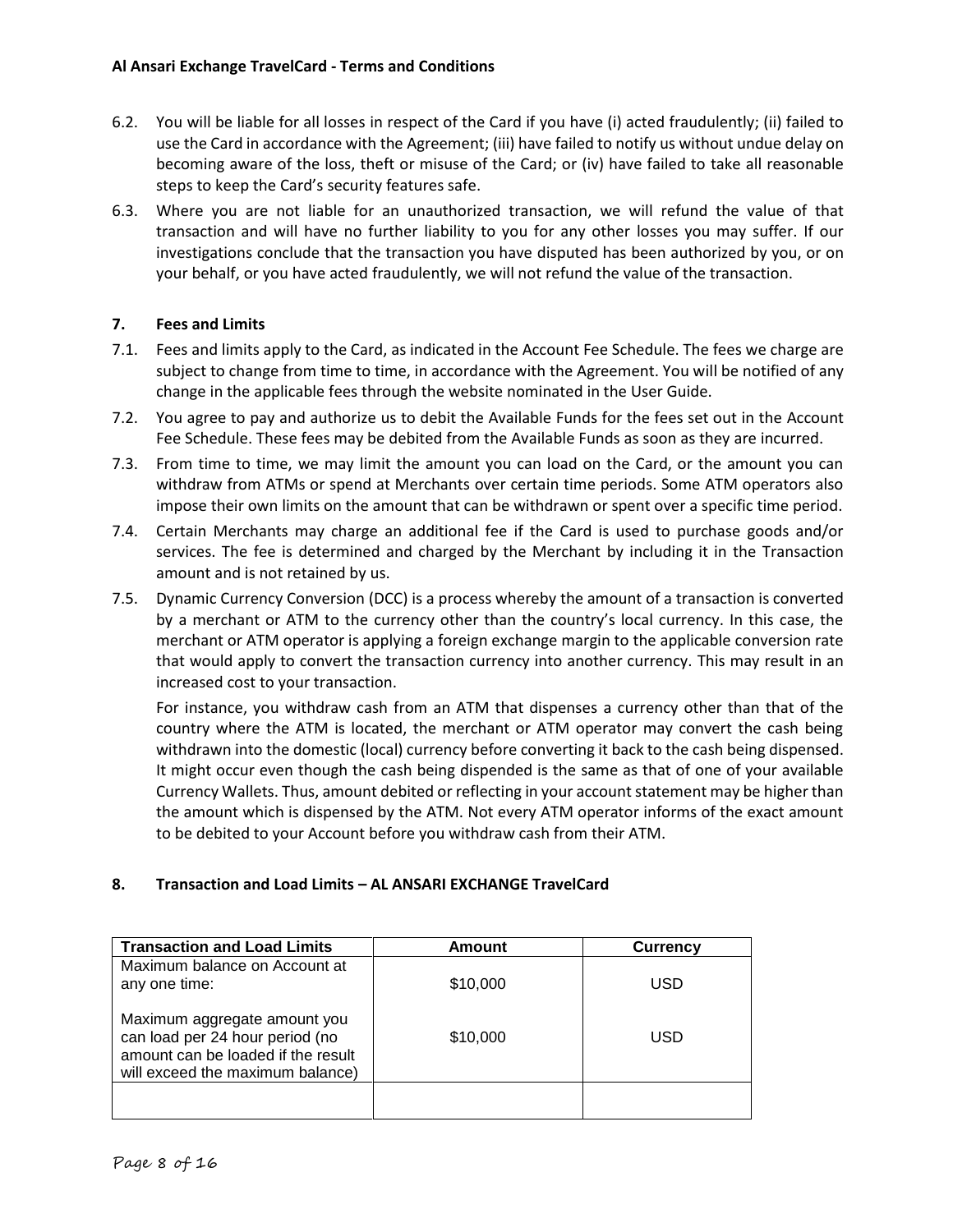6.2. You will be liable for all losses in respect of the Card if you have (i) acted fraudulently; (ii) failed to use the Card in accordance with the Agreement; (iii) have failed to notify us without undue delay on becoming aware of the loss, theft or misuse of the Card; or (iv) have failed to take all reasonable steps to keep the Card's security features safe.

6.3. Where you are not liable for an unauthorized transaction, we will refund the value of that transaction and will have no further liability to you for any other losses you may suffer. If our investigations conclude that the transaction you have disputed has been authorized by you, or on your behalf, or you have acted fraudulently, we will not refund the value of the transaction.

## 7. Fees and Limits

7.1. Fees and limits apply to the Card, as indicated in the Account Fee Schedule. The fees we charge are subject to change from time to time, in accordance with the Agreement. You will be notified of any change in the applicable fees through the website nominated in the User Guide.

7.2. You agree to pay and authorize us to debit the Available Funds for the fees set out in the Account Fee Schedule. These fees may be debited from the Available Funds as soon as they are incurred.

7.3. From time to time, we may limit the amount you can load on the Card, or the amount you can withdraw from ATMs or spend at Merchants over certain time periods. Some ATM operators also impose their own limits on the amount that can be withdrawn or spent over a specific time period.

7.4. Certain Merchants may charge an additional fee if the Card is used to purchase goods and/or services. The fee is determined and charged by the Merchant by including it in the Transaction amount and is not retained by us.

7.5. Dynamic Currency Conversion (DCC) is a process whereby the amount of a transaction is converted by a merchant or ATM to the currency other than the country's local currency. In this case, the merchant or ATM operator is applying a foreign exchange margin to the applicable conversion rate that would apply to convert the transaction currency into another currency. This may result in an increased cost to your transaction.

For instance, you withdraw cash from an ATM that dispenses a currency other than that of the country where the ATM is located, the merchant or ATM operator may convert the cash being withdrawn into the domestic (local) currency before converting it back to the cash being dispensed. It might occur even though the cash being dispended is the same as that of one of your available Currency Wallets. Thus, amount debited or reflecting in your account statement may be higher than the amount which is dispensed by the ATM. Not every ATM operator informs of the exact amount to be debited to your Account before you withdraw cash from their ATM.

## 8. Transaction and Load Limits – AL ANSARI EXCHANGE TravelCard

| Transaction and Load Limits | Amount | Currency |
|---|---|---|
| Maximum balance on Account at any one time: | $10,000 | USD |
| Maximum aggregate amount you can load per 24 hour period (no amount can be loaded if the result will exceed the maximum balance) | $10,000 | USD |
| | | |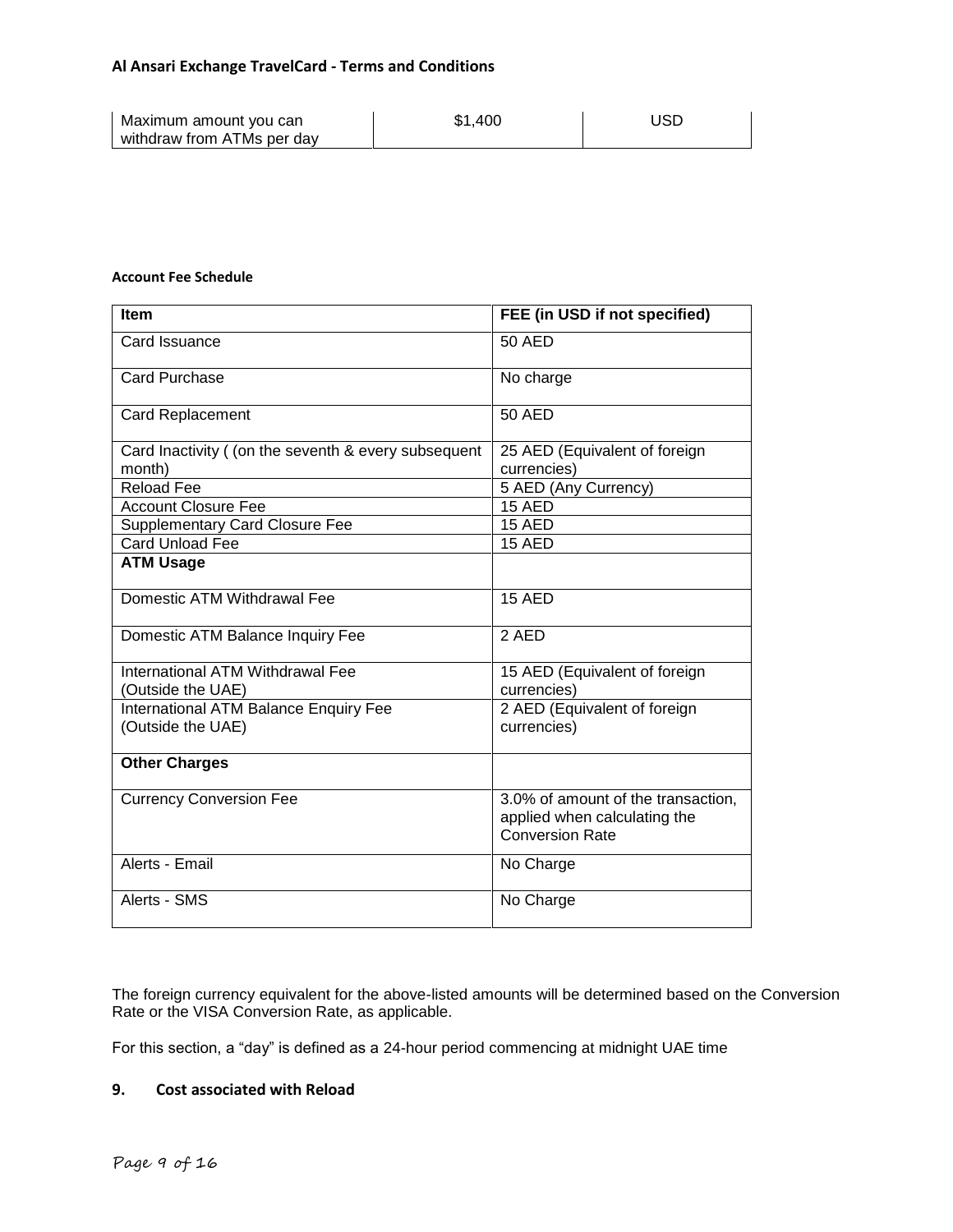| Maximum amount you can withdraw from ATMs per day | $1,400 | USD |
|---|---|---|

**Account Fee Schedule**

| Item | FEE (in USD if not specified) |
|---|---|
| Card Issuance | 50 AED |
| Card Purchase | No charge |
| Card Replacement | 50 AED |
| Card Inactivity ( (on the seventh & every subsequent month) | 25 AED (Equivalent of foreign currencies) |
| Reload Fee | 5 AED (Any Currency) |
| Account Closure Fee | 15 AED |
| Supplementary Card Closure Fee | 15 AED |
| Card Unload Fee | 15 AED |
| **ATM Usage** | |
| Domestic ATM Withdrawal Fee | 15 AED |
| Domestic ATM Balance Inquiry Fee | 2 AED |
| International ATM Withdrawal Fee (Outside the UAE) | 15 AED (Equivalent of foreign currencies) |
| International ATM Balance Enquiry Fee (Outside the UAE) | 2 AED (Equivalent of foreign currencies) |
| **Other Charges** | |
| Currency Conversion Fee | 3.0% of amount of the transaction, applied when calculating the Conversion Rate |
| Alerts - Email | No Charge |
| Alerts - SMS | No Charge |

The foreign currency equivalent for the above-listed amounts will be determined based on the Conversion Rate or the VISA Conversion Rate, as applicable.

For this section, a "day" is defined as a 24-hour period commencing at midnight UAE time

## 9. Cost associated with Reload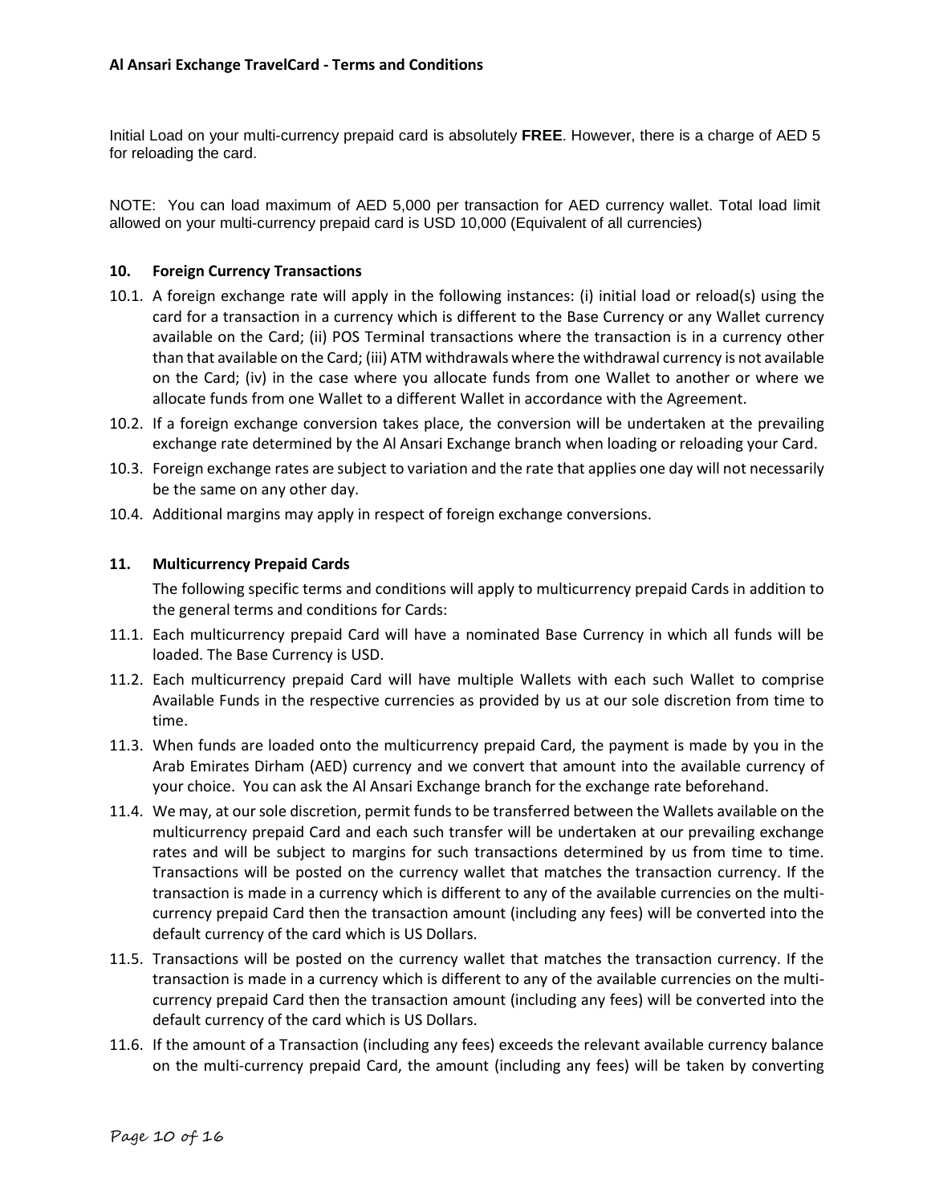Initial Load on your multi-currency prepaid card is absolutely **FREE**. However, there is a charge of AED 5 for reloading the card.

NOTE: You can load maximum of AED 5,000 per transaction for AED currency wallet. Total load limit allowed on your multi-currency prepaid card is USD 10,000 (Equivalent of all currencies)

## 10. Foreign Currency Transactions

10.1. A foreign exchange rate will apply in the following instances: (i) initial load or reload(s) using the card for a transaction in a currency which is different to the Base Currency or any Wallet currency available on the Card; (ii) POS Terminal transactions where the transaction is in a currency other than that available on the Card; (iii) ATM withdrawals where the withdrawal currency is not available on the Card; (iv) in the case where you allocate funds from one Wallet to another or where we allocate funds from one Wallet to a different Wallet in accordance with the Agreement.

10.2. If a foreign exchange conversion takes place, the conversion will be undertaken at the prevailing exchange rate determined by the Al Ansari Exchange branch when loading or reloading your Card.

10.3. Foreign exchange rates are subject to variation and the rate that applies one day will not necessarily be the same on any other day.

10.4. Additional margins may apply in respect of foreign exchange conversions.

## 11. Multicurrency Prepaid Cards

The following specific terms and conditions will apply to multicurrency prepaid Cards in addition to the general terms and conditions for Cards:

11.1. Each multicurrency prepaid Card will have a nominated Base Currency in which all funds will be loaded. The Base Currency is USD.

11.2. Each multicurrency prepaid Card will have multiple Wallets with each such Wallet to comprise Available Funds in the respective currencies as provided by us at our sole discretion from time to time.

11.3. When funds are loaded onto the multicurrency prepaid Card, the payment is made by you in the Arab Emirates Dirham (AED) currency and we convert that amount into the available currency of your choice. You can ask the Al Ansari Exchange branch for the exchange rate beforehand.

11.4. We may, at our sole discretion, permit funds to be transferred between the Wallets available on the multicurrency prepaid Card and each such transfer will be undertaken at our prevailing exchange rates and will be subject to margins for such transactions determined by us from time to time. Transactions will be posted on the currency wallet that matches the transaction currency. If the transaction is made in a currency which is different to any of the available currencies on the multi-currency prepaid Card then the transaction amount (including any fees) will be converted into the default currency of the card which is US Dollars.

11.5. Transactions will be posted on the currency wallet that matches the transaction currency. If the transaction is made in a currency which is different to any of the available currencies on the multi-currency prepaid Card then the transaction amount (including any fees) will be converted into the default currency of the card which is US Dollars.

11.6. If the amount of a Transaction (including any fees) exceeds the relevant available currency balance on the multi-currency prepaid Card, the amount (including any fees) will be taken by converting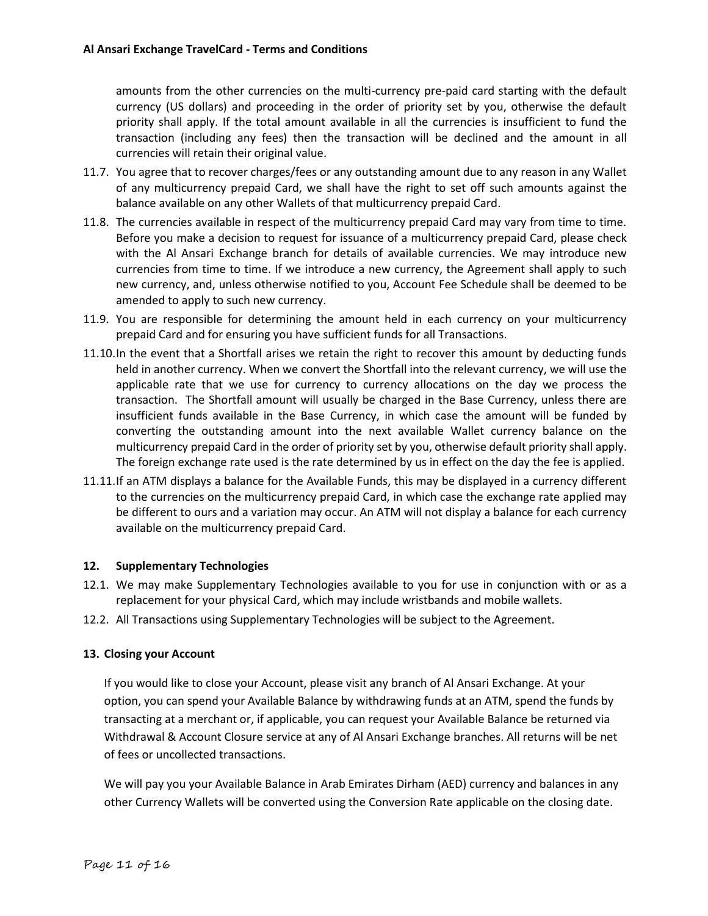amounts from the other currencies on the multi-currency pre-paid card starting with the default currency (US dollars) and proceeding in the order of priority set by you, otherwise the default priority shall apply. If the total amount available in all the currencies is insufficient to fund the transaction (including any fees) then the transaction will be declined and the amount in all currencies will retain their original value.

11.7. You agree that to recover charges/fees or any outstanding amount due to any reason in any Wallet of any multicurrency prepaid Card, we shall have the right to set off such amounts against the balance available on any other Wallets of that multicurrency prepaid Card.

11.8. The currencies available in respect of the multicurrency prepaid Card may vary from time to time. Before you make a decision to request for issuance of a multicurrency prepaid Card, please check with the Al Ansari Exchange branch for details of available currencies. We may introduce new currencies from time to time. If we introduce a new currency, the Agreement shall apply to such new currency, and, unless otherwise notified to you, Account Fee Schedule shall be deemed to be amended to apply to such new currency.

11.9. You are responsible for determining the amount held in each currency on your multicurrency prepaid Card and for ensuring you have sufficient funds for all Transactions.

11.10. In the event that a Shortfall arises we retain the right to recover this amount by deducting funds held in another currency. When we convert the Shortfall into the relevant currency, we will use the applicable rate that we use for currency to currency allocations on the day we process the transaction. The Shortfall amount will usually be charged in the Base Currency, unless there are insufficient funds available in the Base Currency, in which case the amount will be funded by converting the outstanding amount into the next available Wallet currency balance on the multicurrency prepaid Card in the order of priority set by you, otherwise default priority shall apply. The foreign exchange rate used is the rate determined by us in effect on the day the fee is applied.

11.11. If an ATM displays a balance for the Available Funds, this may be displayed in a currency different to the currencies on the multicurrency prepaid Card, in which case the exchange rate applied may be different to ours and a variation may occur. An ATM will not display a balance for each currency available on the multicurrency prepaid Card.

## 12. Supplementary Technologies

12.1. We may make Supplementary Technologies available to you for use in conjunction with or as a replacement for your physical Card, which may include wristbands and mobile wallets.

12.2. All Transactions using Supplementary Technologies will be subject to the Agreement.

## 13. Closing your Account

If you would like to close your Account, please visit any branch of Al Ansari Exchange. At your option, you can spend your Available Balance by withdrawing funds at an ATM, spend the funds by transacting at a merchant or, if applicable, you can request your Available Balance be returned via Withdrawal & Account Closure service at any of Al Ansari Exchange branches. All returns will be net of fees or uncollected transactions.

We will pay you your Available Balance in Arab Emirates Dirham (AED) currency and balances in any other Currency Wallets will be converted using the Conversion Rate applicable on the closing date.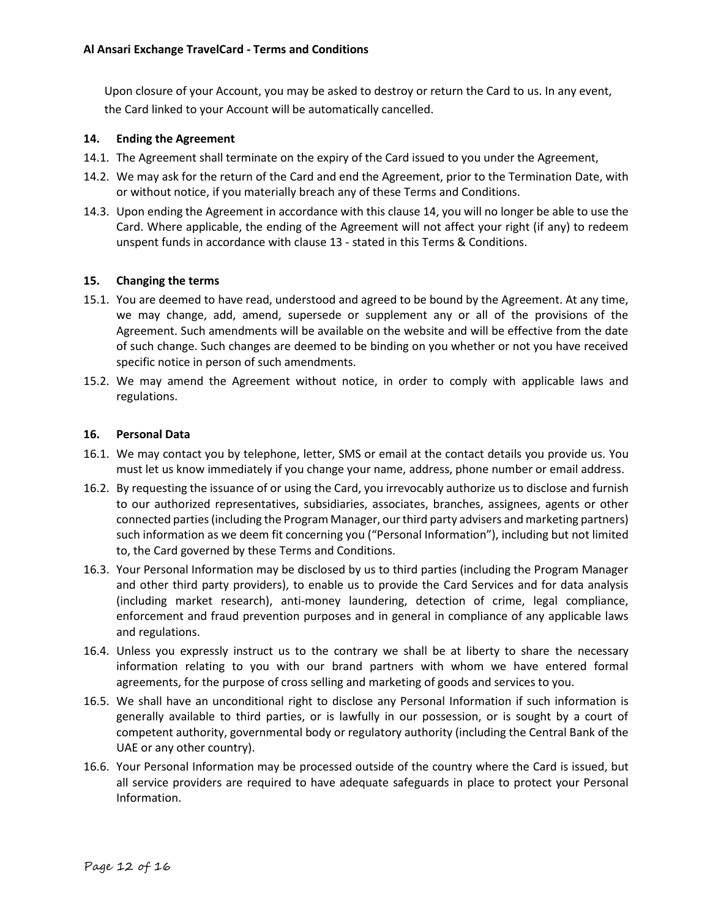Upon closure of your Account, you may be asked to destroy or return the Card to us. In any event, the Card linked to your Account will be automatically cancelled.

## 14. Ending the Agreement

14.1. The Agreement shall terminate on the expiry of the Card issued to you under the Agreement,

14.2. We may ask for the return of the Card and end the Agreement, prior to the Termination Date, with or without notice, if you materially breach any of these Terms and Conditions.

14.3. Upon ending the Agreement in accordance with this clause 14, you will no longer be able to use the Card. Where applicable, the ending of the Agreement will not affect your right (if any) to redeem unspent funds in accordance with clause 13 - stated in this Terms & Conditions.

## 15. Changing the terms

15.1. You are deemed to have read, understood and agreed to be bound by the Agreement. At any time, we may change, add, amend, supersede or supplement any or all of the provisions of the Agreement. Such amendments will be available on the website and will be effective from the date of such change. Such changes are deemed to be binding on you whether or not you have received specific notice in person of such amendments.

15.2. We may amend the Agreement without notice, in order to comply with applicable laws and regulations.

## 16. Personal Data

16.1. We may contact you by telephone, letter, SMS or email at the contact details you provide us. You must let us know immediately if you change your name, address, phone number or email address.

16.2. By requesting the issuance of or using the Card, you irrevocably authorize us to disclose and furnish to our authorized representatives, subsidiaries, associates, branches, assignees, agents or other connected parties (including the Program Manager, our third party advisers and marketing partners) such information as we deem fit concerning you ("Personal Information"), including but not limited to, the Card governed by these Terms and Conditions.

16.3. Your Personal Information may be disclosed by us to third parties (including the Program Manager and other third party providers), to enable us to provide the Card Services and for data analysis (including market research), anti-money laundering, detection of crime, legal compliance, enforcement and fraud prevention purposes and in general in compliance of any applicable laws and regulations.

16.4. Unless you expressly instruct us to the contrary we shall be at liberty to share the necessary information relating to you with our brand partners with whom we have entered formal agreements, for the purpose of cross selling and marketing of goods and services to you.

16.5. We shall have an unconditional right to disclose any Personal Information if such information is generally available to third parties, or is lawfully in our possession, or is sought by a court of competent authority, governmental body or regulatory authority (including the Central Bank of the UAE or any other country).

16.6. Your Personal Information may be processed outside of the country where the Card is issued, but all service providers are required to have adequate safeguards in place to protect your Personal Information.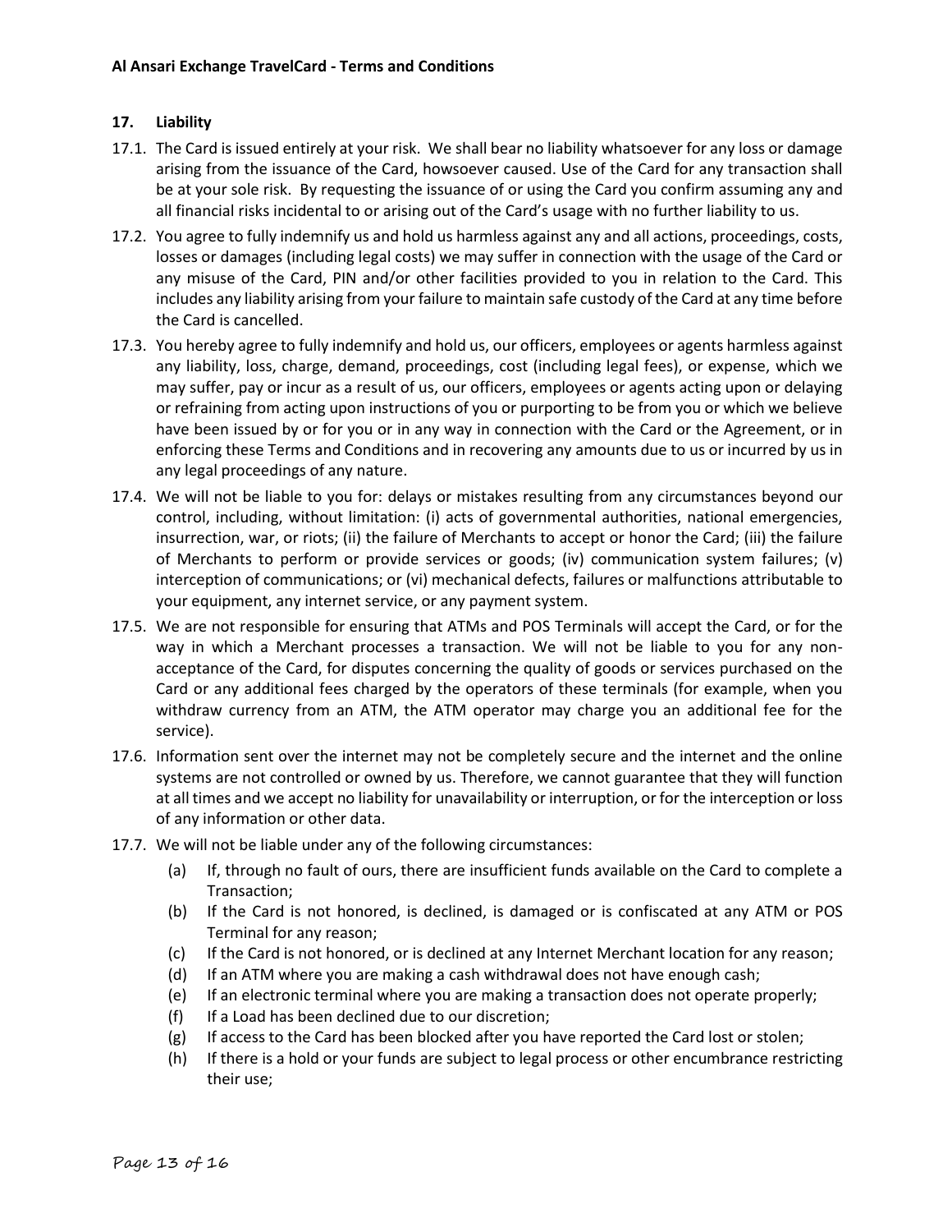## 17. Liability

17.1. The Card is issued entirely at your risk. We shall bear no liability whatsoever for any loss or damage arising from the issuance of the Card, howsoever caused. Use of the Card for any transaction shall be at your sole risk. By requesting the issuance of or using the Card you confirm assuming any and all financial risks incidental to or arising out of the Card's usage with no further liability to us.

17.2. You agree to fully indemnify us and hold us harmless against any and all actions, proceedings, costs, losses or damages (including legal costs) we may suffer in connection with the usage of the Card or any misuse of the Card, PIN and/or other facilities provided to you in relation to the Card. This includes any liability arising from your failure to maintain safe custody of the Card at any time before the Card is cancelled.

17.3. You hereby agree to fully indemnify and hold us, our officers, employees or agents harmless against any liability, loss, charge, demand, proceedings, cost (including legal fees), or expense, which we may suffer, pay or incur as a result of us, our officers, employees or agents acting upon or delaying or refraining from acting upon instructions of you or purporting to be from you or which we believe have been issued by or for you or in any way in connection with the Card or the Agreement, or in enforcing these Terms and Conditions and in recovering any amounts due to us or incurred by us in any legal proceedings of any nature.

17.4. We will not be liable to you for: delays or mistakes resulting from any circumstances beyond our control, including, without limitation: (i) acts of governmental authorities, national emergencies, insurrection, war, or riots; (ii) the failure of Merchants to accept or honor the Card; (iii) the failure of Merchants to perform or provide services or goods; (iv) communication system failures; (v) interception of communications; or (vi) mechanical defects, failures or malfunctions attributable to your equipment, any internet service, or any payment system.

17.5. We are not responsible for ensuring that ATMs and POS Terminals will accept the Card, or for the way in which a Merchant processes a transaction. We will not be liable to you for any non-acceptance of the Card, for disputes concerning the quality of goods or services purchased on the Card or any additional fees charged by the operators of these terminals (for example, when you withdraw currency from an ATM, the ATM operator may charge you an additional fee for the service).

17.6. Information sent over the internet may not be completely secure and the internet and the online systems are not controlled or owned by us. Therefore, we cannot guarantee that they will function at all times and we accept no liability for unavailability or interruption, or for the interception or loss of any information or other data.

17.7. We will not be liable under any of the following circumstances:

(a) If, through no fault of ours, there are insufficient funds available on the Card to complete a Transaction;

(b) If the Card is not honored, is declined, is damaged or is confiscated at any ATM or POS Terminal for any reason;

(c) If the Card is not honored, or is declined at any Internet Merchant location for any reason;

(d) If an ATM where you are making a cash withdrawal does not have enough cash;

(e) If an electronic terminal where you are making a transaction does not operate properly;

(f) If a Load has been declined due to our discretion;

(g) If access to the Card has been blocked after you have reported the Card lost or stolen;

(h) If there is a hold or your funds are subject to legal process or other encumbrance restricting their use;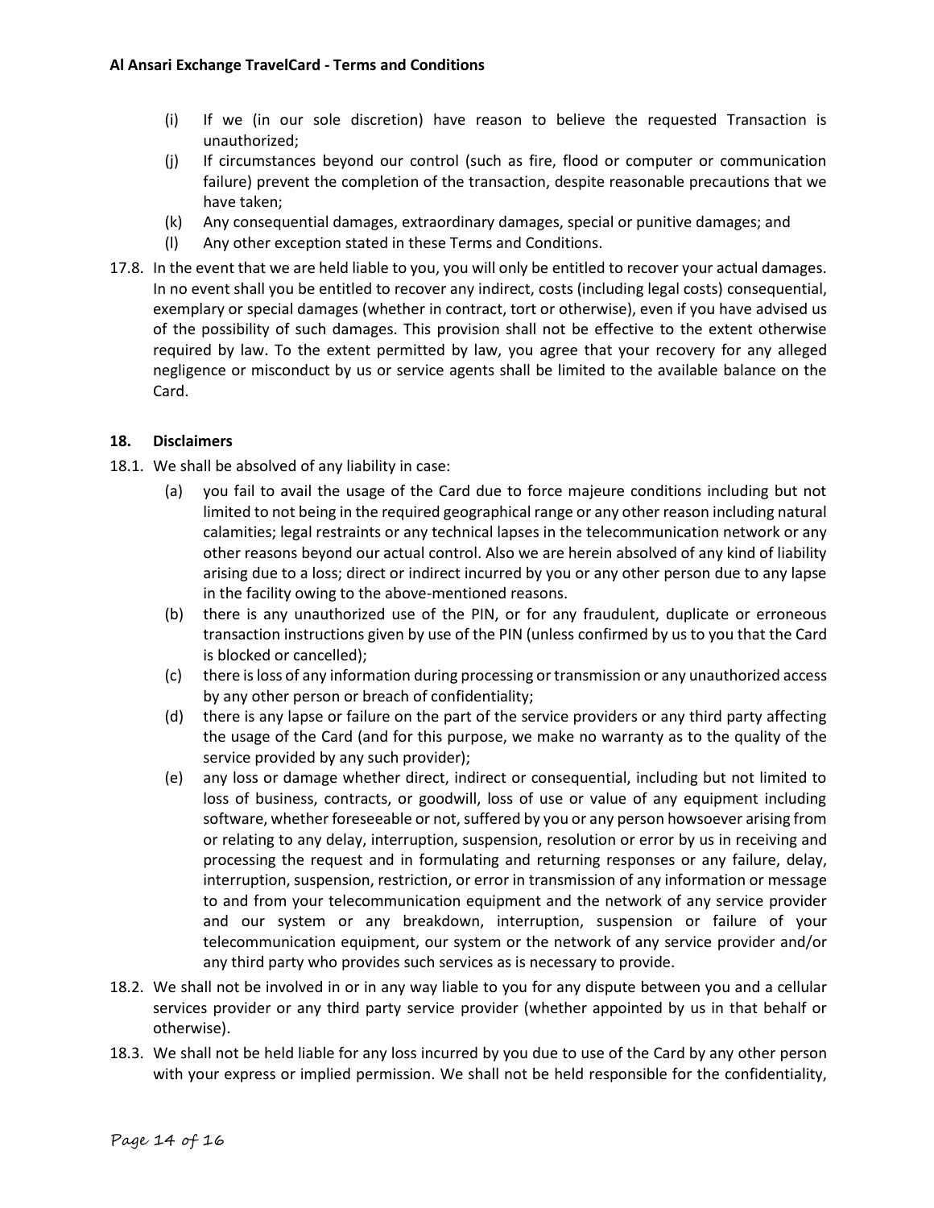(i) If we (in our sole discretion) have reason to believe the requested Transaction is unauthorized;

(j) If circumstances beyond our control (such as fire, flood or computer or communication failure) prevent the completion of the transaction, despite reasonable precautions that we have taken;

(k) Any consequential damages, extraordinary damages, special or punitive damages; and

(l) Any other exception stated in these Terms and Conditions.

17.8. In the event that we are held liable to you, you will only be entitled to recover your actual damages. In no event shall you be entitled to recover any indirect, costs (including legal costs) consequential, exemplary or special damages (whether in contract, tort or otherwise), even if you have advised us of the possibility of such damages. This provision shall not be effective to the extent otherwise required by law. To the extent permitted by law, you agree that your recovery for any alleged negligence or misconduct by us or service agents shall be limited to the available balance on the Card.

## 18. Disclaimers

18.1. We shall be absolved of any liability in case:

(a) you fail to avail the usage of the Card due to force majeure conditions including but not limited to not being in the required geographical range or any other reason including natural calamities; legal restraints or any technical lapses in the telecommunication network or any other reasons beyond our actual control. Also we are herein absolved of any kind of liability arising due to a loss; direct or indirect incurred by you or any other person due to any lapse in the facility owing to the above-mentioned reasons.

(b) there is any unauthorized use of the PIN, or for any fraudulent, duplicate or erroneous transaction instructions given by use of the PIN (unless confirmed by us to you that the Card is blocked or cancelled);

(c) there is loss of any information during processing or transmission or any unauthorized access by any other person or breach of confidentiality;

(d) there is any lapse or failure on the part of the service providers or any third party affecting the usage of the Card (and for this purpose, we make no warranty as to the quality of the service provided by any such provider);

(e) any loss or damage whether direct, indirect or consequential, including but not limited to loss of business, contracts, or goodwill, loss of use or value of any equipment including software, whether foreseeable or not, suffered by you or any person howsoever arising from or relating to any delay, interruption, suspension, resolution or error by us in receiving and processing the request and in formulating and returning responses or any failure, delay, interruption, suspension, restriction, or error in transmission of any information or message to and from your telecommunication equipment and the network of any service provider and our system or any breakdown, interruption, suspension or failure of your telecommunication equipment, our system or the network of any service provider and/or any third party who provides such services as is necessary to provide.

18.2. We shall not be involved in or in any way liable to you for any dispute between you and a cellular services provider or any third party service provider (whether appointed by us in that behalf or otherwise).

18.3. We shall not be held liable for any loss incurred by you due to use of the Card by any other person with your express or implied permission. We shall not be held responsible for the confidentiality,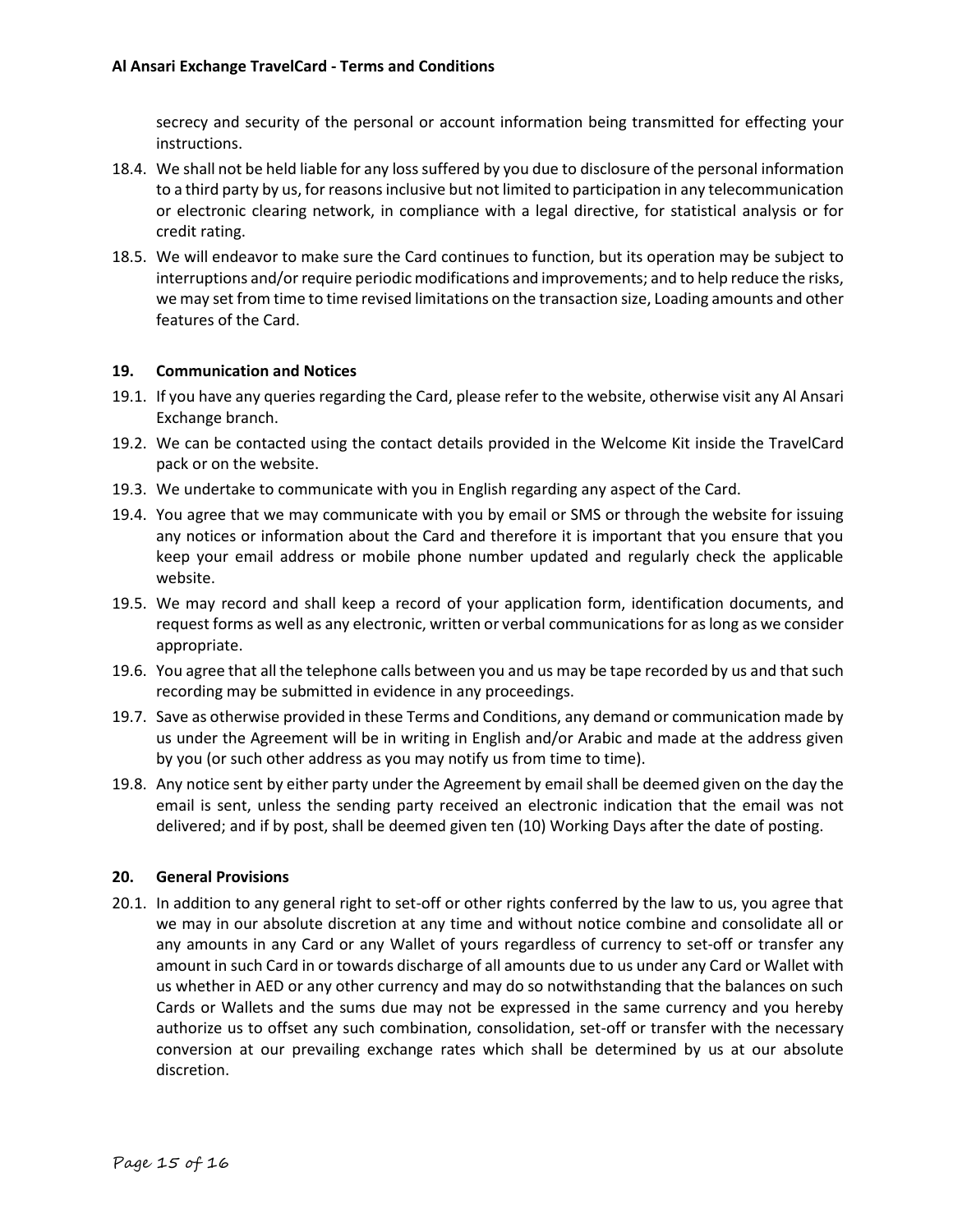secrecy and security of the personal or account information being transmitted for effecting your instructions.

18.4. We shall not be held liable for any loss suffered by you due to disclosure of the personal information to a third party by us, for reasons inclusive but not limited to participation in any telecommunication or electronic clearing network, in compliance with a legal directive, for statistical analysis or for credit rating.

18.5. We will endeavor to make sure the Card continues to function, but its operation may be subject to interruptions and/or require periodic modifications and improvements; and to help reduce the risks, we may set from time to time revised limitations on the transaction size, Loading amounts and other features of the Card.

## 19. Communication and Notices

19.1. If you have any queries regarding the Card, please refer to the website, otherwise visit any Al Ansari Exchange branch.

19.2. We can be contacted using the contact details provided in the Welcome Kit inside the TravelCard pack or on the website.

19.3. We undertake to communicate with you in English regarding any aspect of the Card.

19.4. You agree that we may communicate with you by email or SMS or through the website for issuing any notices or information about the Card and therefore it is important that you ensure that you keep your email address or mobile phone number updated and regularly check the applicable website.

19.5. We may record and shall keep a record of your application form, identification documents, and request forms as well as any electronic, written or verbal communications for as long as we consider appropriate.

19.6. You agree that all the telephone calls between you and us may be tape recorded by us and that such recording may be submitted in evidence in any proceedings.

19.7. Save as otherwise provided in these Terms and Conditions, any demand or communication made by us under the Agreement will be in writing in English and/or Arabic and made at the address given by you (or such other address as you may notify us from time to time).

19.8. Any notice sent by either party under the Agreement by email shall be deemed given on the day the email is sent, unless the sending party received an electronic indication that the email was not delivered; and if by post, shall be deemed given ten (10) Working Days after the date of posting.

## 20. General Provisions

20.1. In addition to any general right to set-off or other rights conferred by the law to us, you agree that we may in our absolute discretion at any time and without notice combine and consolidate all or any amounts in any Card or any Wallet of yours regardless of currency to set-off or transfer any amount in such Card in or towards discharge of all amounts due to us under any Card or Wallet with us whether in AED or any other currency and may do so notwithstanding that the balances on such Cards or Wallets and the sums due may not be expressed in the same currency and you hereby authorize us to offset any such combination, consolidation, set-off or transfer with the necessary conversion at our prevailing exchange rates which shall be determined by us at our absolute discretion.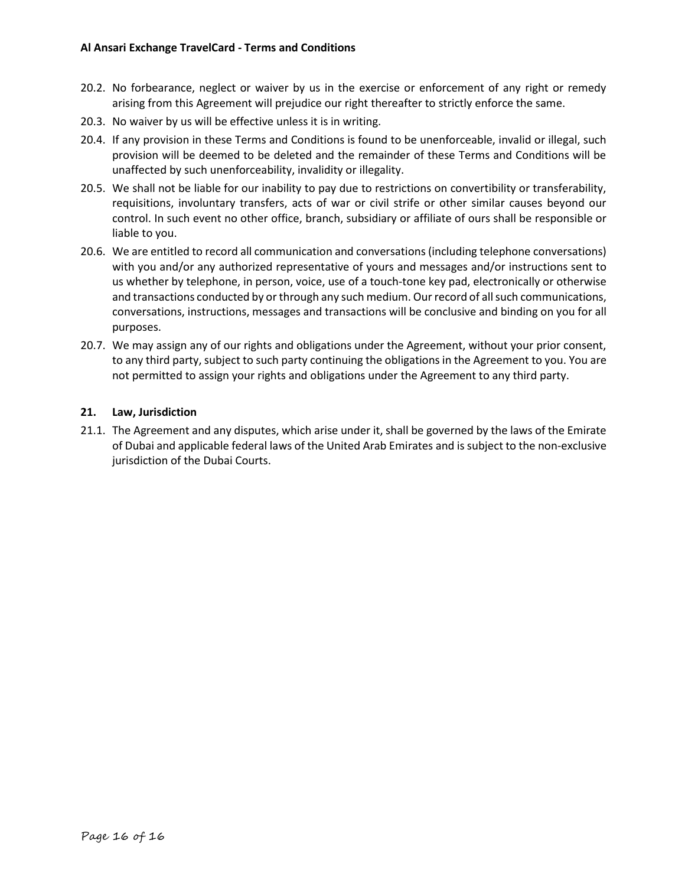20.2. No forbearance, neglect or waiver by us in the exercise or enforcement of any right or remedy arising from this Agreement will prejudice our right thereafter to strictly enforce the same.

20.3. No waiver by us will be effective unless it is in writing.

20.4. If any provision in these Terms and Conditions is found to be unenforceable, invalid or illegal, such provision will be deemed to be deleted and the remainder of these Terms and Conditions will be unaffected by such unenforceability, invalidity or illegality.

20.5. We shall not be liable for our inability to pay due to restrictions on convertibility or transferability, requisitions, involuntary transfers, acts of war or civil strife or other similar causes beyond our control. In such event no other office, branch, subsidiary or affiliate of ours shall be responsible or liable to you.

20.6. We are entitled to record all communication and conversations (including telephone conversations) with you and/or any authorized representative of yours and messages and/or instructions sent to us whether by telephone, in person, voice, use of a touch-tone key pad, electronically or otherwise and transactions conducted by or through any such medium. Our record of all such communications, conversations, instructions, messages and transactions will be conclusive and binding on you for all purposes.

20.7. We may assign any of our rights and obligations under the Agreement, without your prior consent, to any third party, subject to such party continuing the obligations in the Agreement to you. You are not permitted to assign your rights and obligations under the Agreement to any third party.

## 21. Law, Jurisdiction

21.1. The Agreement and any disputes, which arise under it, shall be governed by the laws of the Emirate of Dubai and applicable federal laws of the United Arab Emirates and is subject to the non-exclusive jurisdiction of the Dubai Courts.